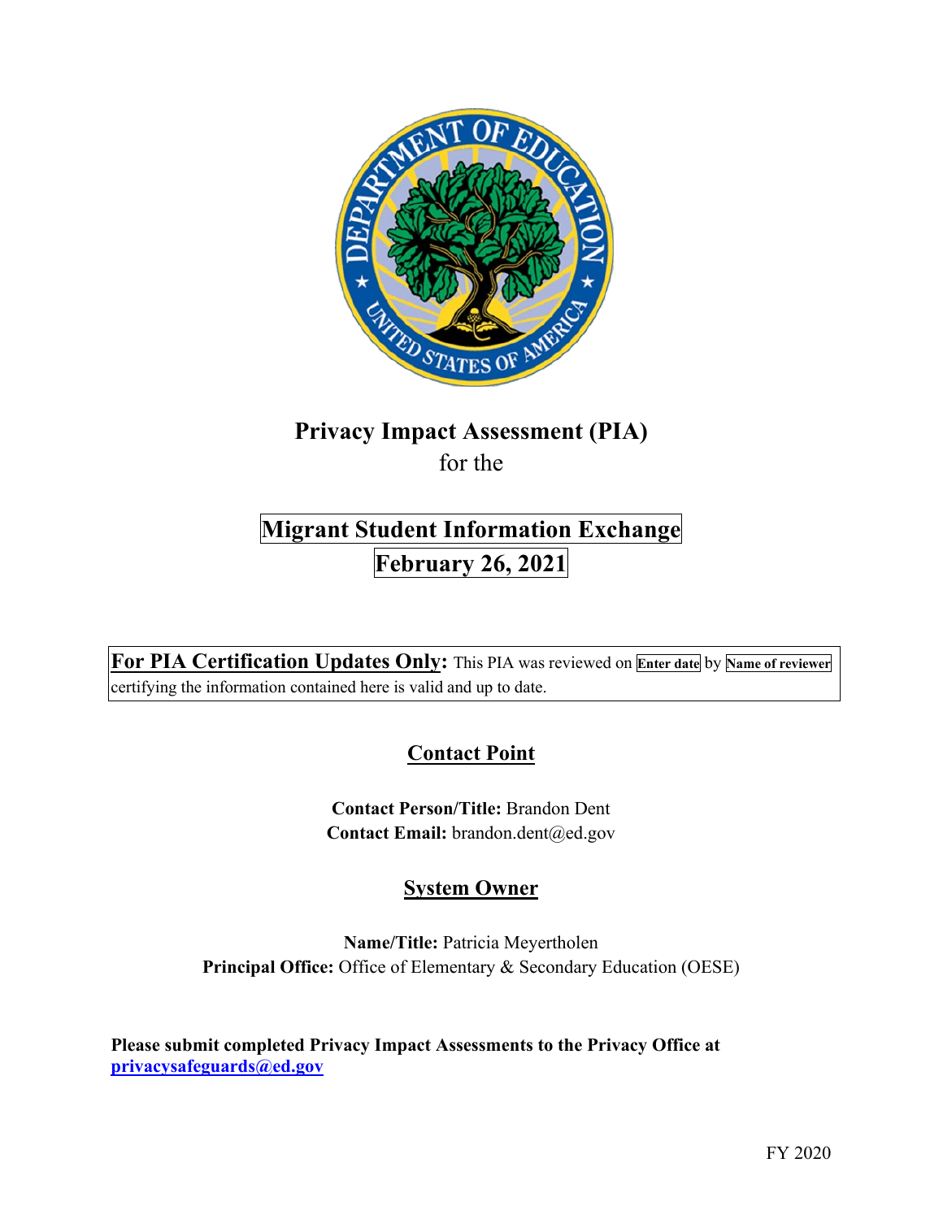# Privacy Impact Assessment (PIA)

for the

## Migrant Student Information Exchange

## February 26, 2021

**For PIA Certification Updates Only:** This PIA was reviewed on **Enter date** by **Name of reviewer** certifying the information contained here is valid and up to date.

## Contact Point

**Contact Person/Title:** Brandon Dent
**Contact Email:** brandon.dent@ed.gov

## System Owner

**Name/Title:** Patricia Meyertholen
**Principal Office:** Office of Elementary & Secondary Education (OESE)

**Please submit completed Privacy Impact Assessments to the Privacy Office at privacysafeguards@ed.gov**

FY 2020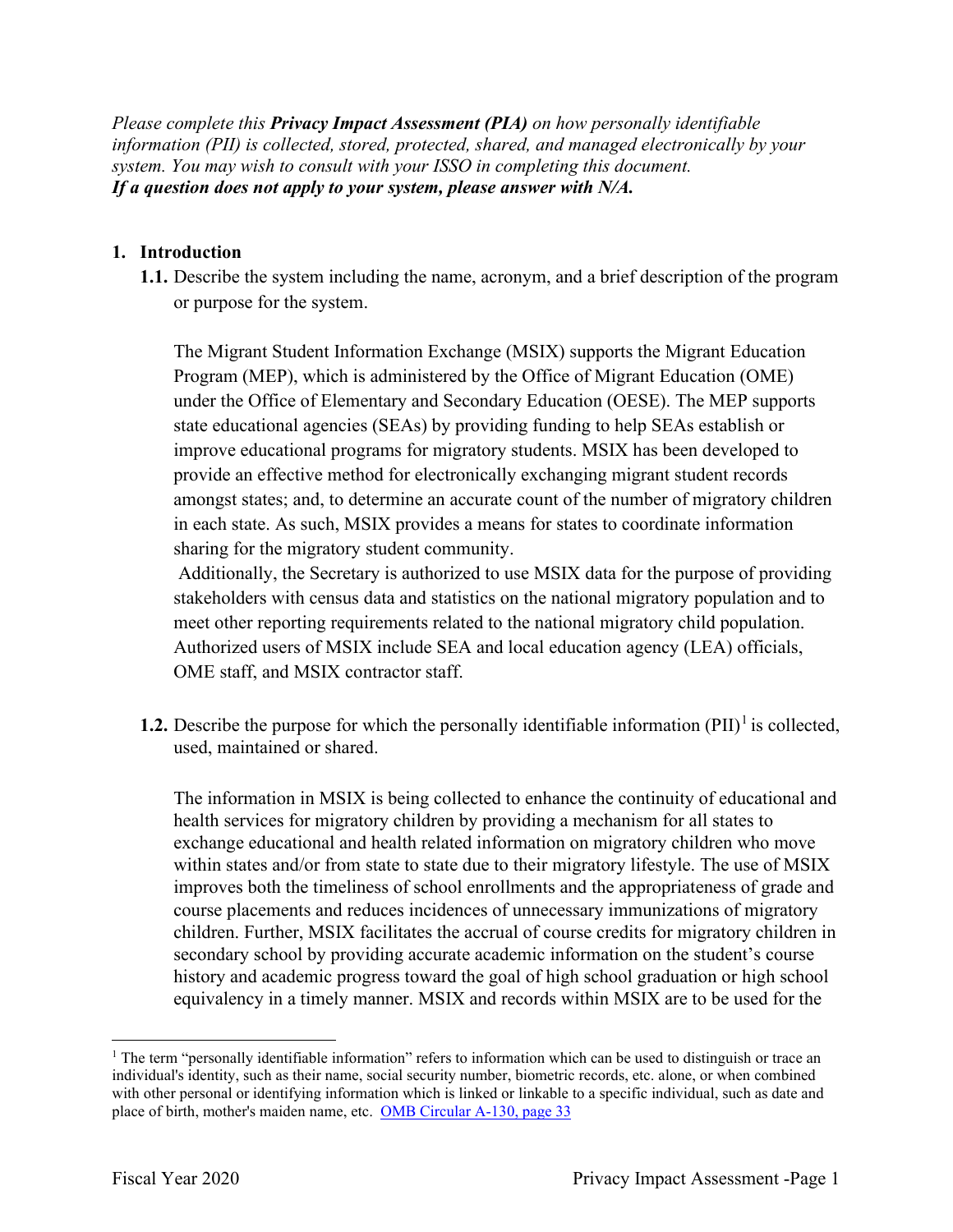*Please complete this **Privacy Impact Assessment (PIA)** on how personally identifiable information (PII) is collected, stored, protected, shared, and managed electronically by your system. You may wish to consult with your ISSO in completing this document.*
***If a question does not apply to your system, please answer with N/A.***

## 1. Introduction

**1.1.** Describe the system including the name, acronym, and a brief description of the program or purpose for the system.

The Migrant Student Information Exchange (MSIX) supports the Migrant Education Program (MEP), which is administered by the Office of Migrant Education (OME) under the Office of Elementary and Secondary Education (OESE). The MEP supports state educational agencies (SEAs) by providing funding to help SEAs establish or improve educational programs for migratory students. MSIX has been developed to provide an effective method for electronically exchanging migrant student records amongst states; and, to determine an accurate count of the number of migratory children in each state. As such, MSIX provides a means for states to coordinate information sharing for the migratory student community.
Additionally, the Secretary is authorized to use MSIX data for the purpose of providing stakeholders with census data and statistics on the national migratory population and to meet other reporting requirements related to the national migratory child population. Authorized users of MSIX include SEA and local education agency (LEA) officials, OME staff, and MSIX contractor staff.

**1.2.** Describe the purpose for which the personally identifiable information (PII)[1] is collected, used, maintained or shared.

The information in MSIX is being collected to enhance the continuity of educational and health services for migratory children by providing a mechanism for all states to exchange educational and health related information on migratory children who move within states and/or from state to state due to their migratory lifestyle. The use of MSIX improves both the timeliness of school enrollments and the appropriateness of grade and course placements and reduces incidences of unnecessary immunizations of migratory children. Further, MSIX facilitates the accrual of course credits for migratory children in secondary school by providing accurate academic information on the student's course history and academic progress toward the goal of high school graduation or high school equivalency in a timely manner. MSIX and records within MSIX are to be used for the

[1] The term "personally identifiable information" refers to information which can be used to distinguish or trace an individual's identity, such as their name, social security number, biometric records, etc. alone, or when combined with other personal or identifying information which is linked or linkable to a specific individual, such as date and place of birth, mother's maiden name, etc. [OMB Circular A-130, page 33]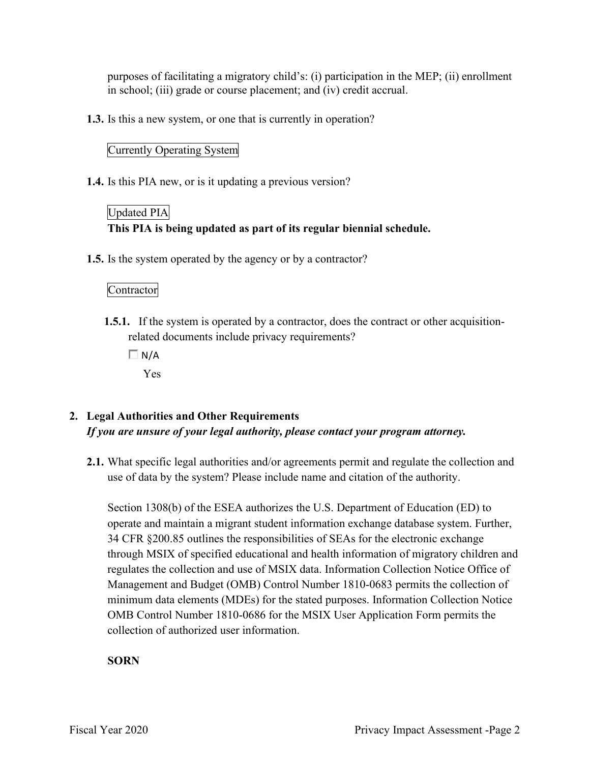purposes of facilitating a migratory child's: (i) participation in the MEP; (ii) enrollment in school; (iii) grade or course placement; and (iv) credit accrual.

**1.3.** Is this a new system, or one that is currently in operation?

Currently Operating System

**1.4.** Is this PIA new, or is it updating a previous version?

Updated PIA
**This PIA is being updated as part of its regular biennial schedule.**

**1.5.** Is the system operated by the agency or by a contractor?

Contractor

**1.5.1.** If the system is operated by a contractor, does the contract or other acquisition-related documents include privacy requirements?

☐ N/A

Yes

## 2. Legal Authorities and Other Requirements

***If you are unsure of your legal authority, please contact your program attorney.***

**2.1.** What specific legal authorities and/or agreements permit and regulate the collection and use of data by the system? Please include name and citation of the authority.

Section 1308(b) of the ESEA authorizes the U.S. Department of Education (ED) to operate and maintain a migrant student information exchange database system. Further, 34 CFR §200.85 outlines the responsibilities of SEAs for the electronic exchange through MSIX of specified educational and health information of migratory children and regulates the collection and use of MSIX data. Information Collection Notice Office of Management and Budget (OMB) Control Number 1810-0683 permits the collection of minimum data elements (MDEs) for the stated purposes. Information Collection Notice OMB Control Number 1810-0686 for the MSIX User Application Form permits the collection of authorized user information.

**SORN**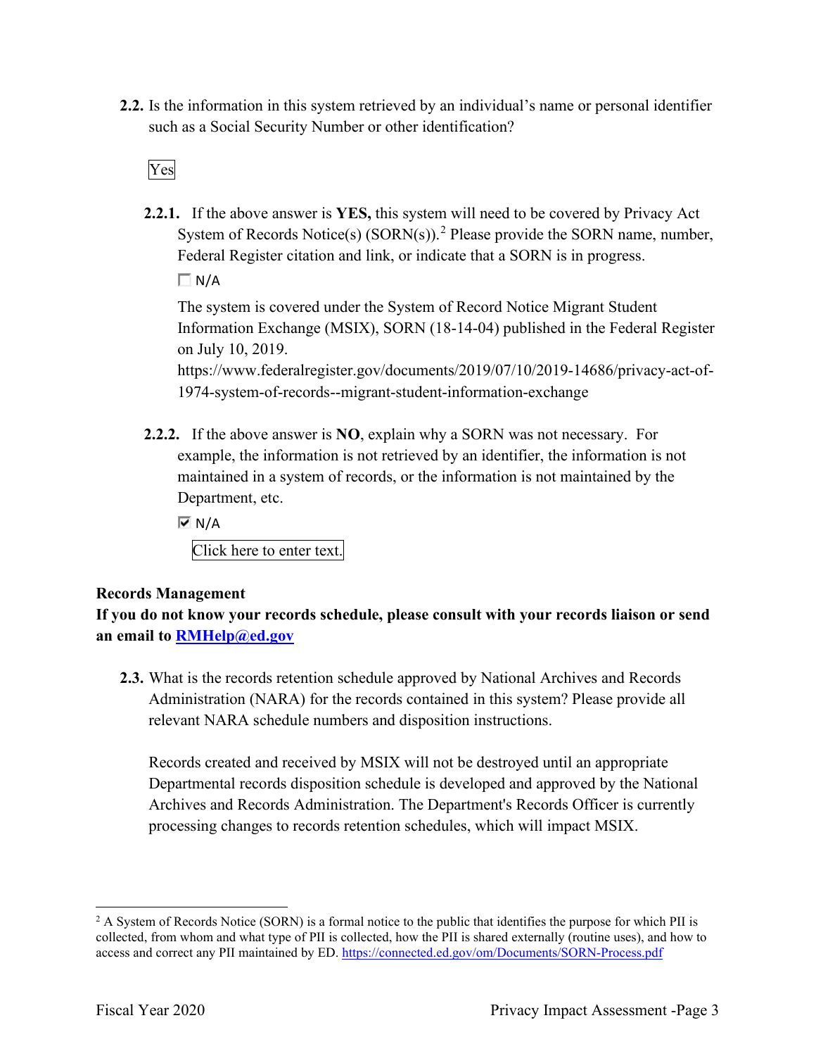**2.2.** Is the information in this system retrieved by an individual's name or personal identifier such as a Social Security Number or other identification?

Yes

**2.2.1.** If the above answer is **YES,** this system will need to be covered by Privacy Act System of Records Notice(s) (SORN(s)).[2] Please provide the SORN name, number, Federal Register citation and link, or indicate that a SORN is in progress.

☐ N/A

The system is covered under the System of Record Notice Migrant Student Information Exchange (MSIX), SORN (18-14-04) published in the Federal Register on July 10, 2019. https://www.federalregister.gov/documents/2019/07/10/2019-14686/privacy-act-of-1974-system-of-records--migrant-student-information-exchange

**2.2.2.** If the above answer is **NO**, explain why a SORN was not necessary. For example, the information is not retrieved by an identifier, the information is not maintained in a system of records, or the information is not maintained by the Department, etc.

☑ N/A

Click here to enter text.

**Records Management**

**If you do not know your records schedule, please consult with your records liaison or send an email to [RMHelp@ed.gov](mailto:RMHelp@ed.gov)**

**2.3.** What is the records retention schedule approved by National Archives and Records Administration (NARA) for the records contained in this system? Please provide all relevant NARA schedule numbers and disposition instructions.

Records created and received by MSIX will not be destroyed until an appropriate Departmental records disposition schedule is developed and approved by the National Archives and Records Administration. The Department's Records Officer is currently processing changes to records retention schedules, which will impact MSIX.

[2] A System of Records Notice (SORN) is a formal notice to the public that identifies the purpose for which PII is collected, from whom and what type of PII is collected, how the PII is shared externally (routine uses), and how to access and correct any PII maintained by ED. https://connected.ed.gov/om/Documents/SORN-Process.pdf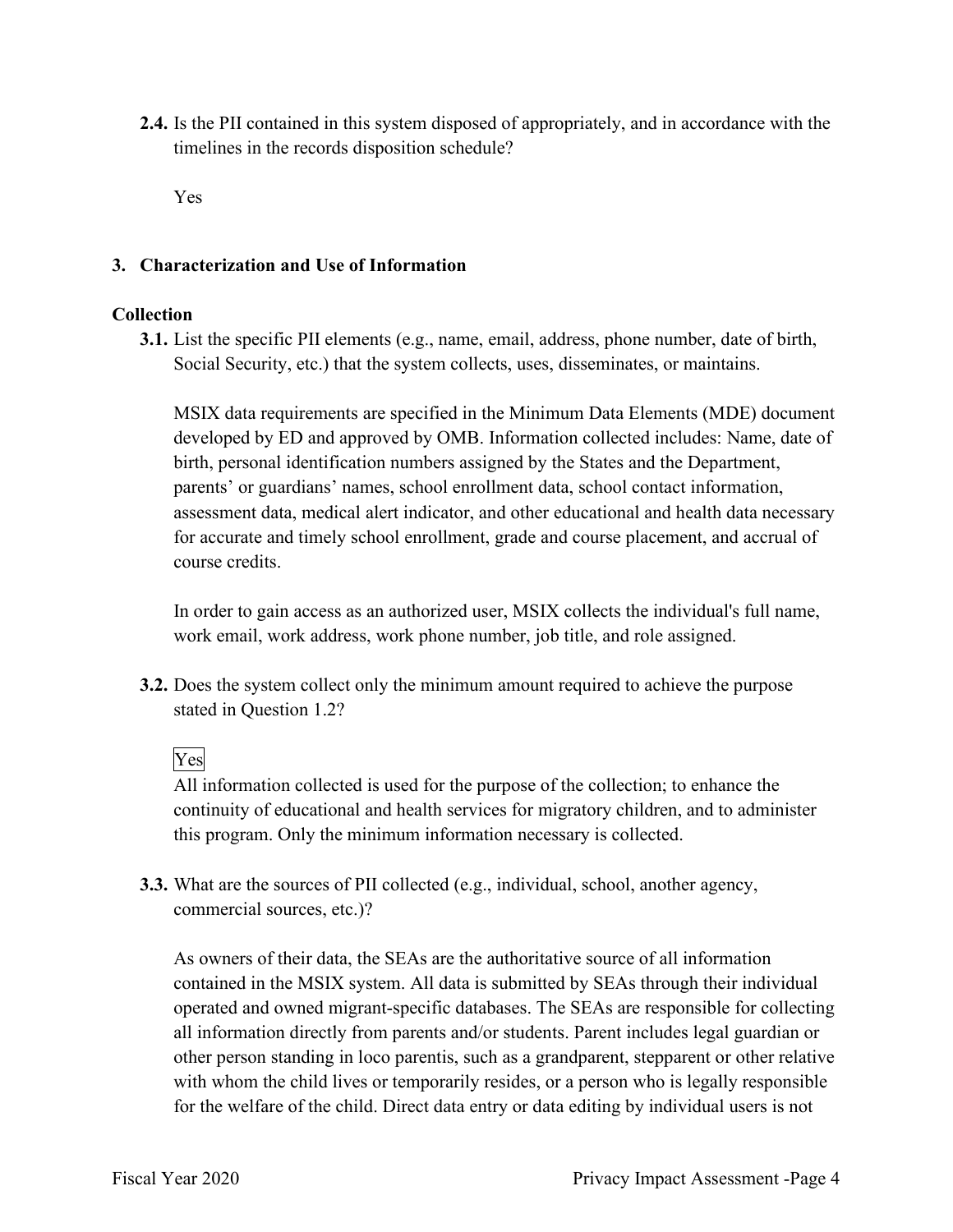**2.4.** Is the PII contained in this system disposed of appropriately, and in accordance with the timelines in the records disposition schedule?

Yes

## 3. Characterization and Use of Information

### Collection

**3.1.** List the specific PII elements (e.g., name, email, address, phone number, date of birth, Social Security, etc.) that the system collects, uses, disseminates, or maintains.

MSIX data requirements are specified in the Minimum Data Elements (MDE) document developed by ED and approved by OMB. Information collected includes: Name, date of birth, personal identification numbers assigned by the States and the Department, parents' or guardians' names, school enrollment data, school contact information, assessment data, medical alert indicator, and other educational and health data necessary for accurate and timely school enrollment, grade and course placement, and accrual of course credits.

In order to gain access as an authorized user, MSIX collects the individual's full name, work email, work address, work phone number, job title, and role assigned.

**3.2.** Does the system collect only the minimum amount required to achieve the purpose stated in Question 1.2?

Yes

All information collected is used for the purpose of the collection; to enhance the continuity of educational and health services for migratory children, and to administer this program. Only the minimum information necessary is collected.

**3.3.** What are the sources of PII collected (e.g., individual, school, another agency, commercial sources, etc.)?

As owners of their data, the SEAs are the authoritative source of all information contained in the MSIX system. All data is submitted by SEAs through their individual operated and owned migrant-specific databases. The SEAs are responsible for collecting all information directly from parents and/or students. Parent includes legal guardian or other person standing in loco parentis, such as a grandparent, stepparent or other relative with whom the child lives or temporarily resides, or a person who is legally responsible for the welfare of the child. Direct data entry or data editing by individual users is not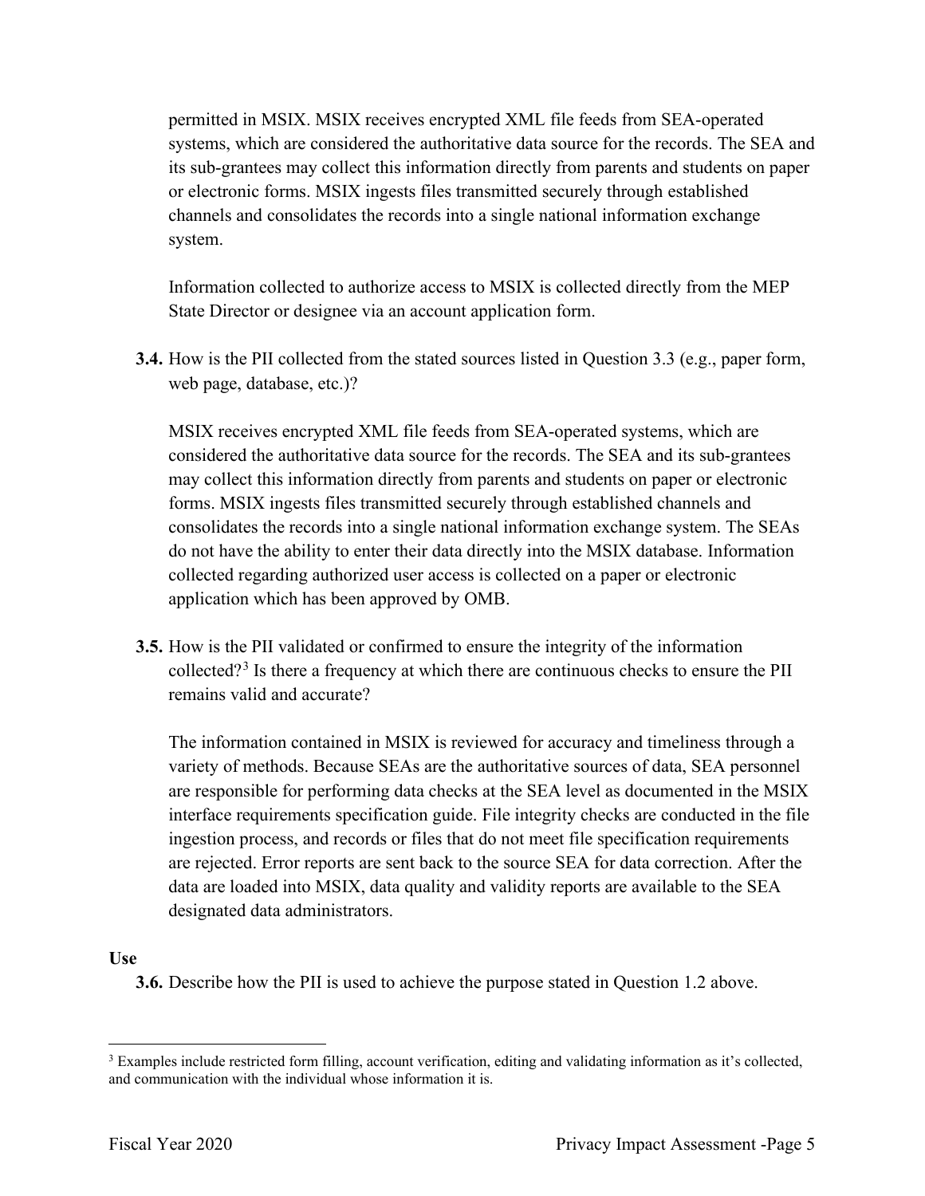permitted in MSIX. MSIX receives encrypted XML file feeds from SEA-operated systems, which are considered the authoritative data source for the records. The SEA and its sub-grantees may collect this information directly from parents and students on paper or electronic forms. MSIX ingests files transmitted securely through established channels and consolidates the records into a single national information exchange system.

Information collected to authorize access to MSIX is collected directly from the MEP State Director or designee via an account application form.

**3.4.** How is the PII collected from the stated sources listed in Question 3.3 (e.g., paper form, web page, database, etc.)?

MSIX receives encrypted XML file feeds from SEA-operated systems, which are considered the authoritative data source for the records. The SEA and its sub-grantees may collect this information directly from parents and students on paper or electronic forms. MSIX ingests files transmitted securely through established channels and consolidates the records into a single national information exchange system. The SEAs do not have the ability to enter their data directly into the MSIX database. Information collected regarding authorized user access is collected on a paper or electronic application which has been approved by OMB.

**3.5.** How is the PII validated or confirmed to ensure the integrity of the information collected?[3] Is there a frequency at which there are continuous checks to ensure the PII remains valid and accurate?

The information contained in MSIX is reviewed for accuracy and timeliness through a variety of methods. Because SEAs are the authoritative sources of data, SEA personnel are responsible for performing data checks at the SEA level as documented in the MSIX interface requirements specification guide. File integrity checks are conducted in the file ingestion process, and records or files that do not meet file specification requirements are rejected. Error reports are sent back to the source SEA for data correction. After the data are loaded into MSIX, data quality and validity reports are available to the SEA designated data administrators.

**Use**

**3.6.** Describe how the PII is used to achieve the purpose stated in Question 1.2 above.

[3] Examples include restricted form filling, account verification, editing and validating information as it's collected, and communication with the individual whose information it is.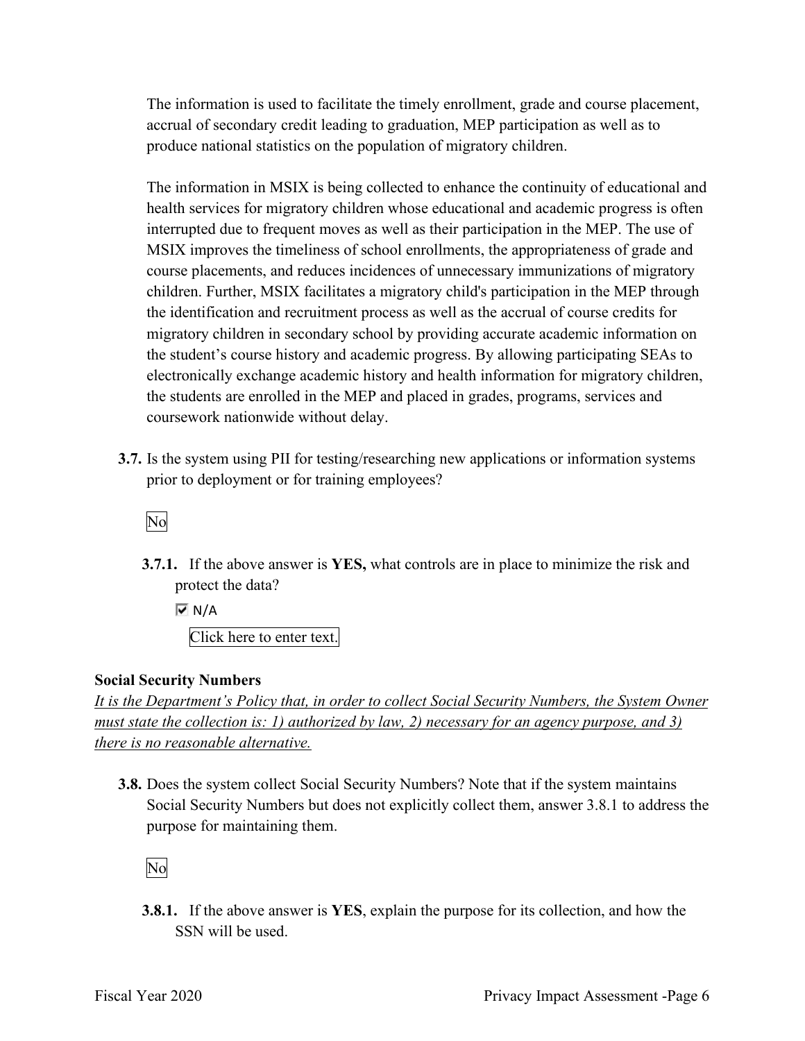The information is used to facilitate the timely enrollment, grade and course placement, accrual of secondary credit leading to graduation, MEP participation as well as to produce national statistics on the population of migratory children.

The information in MSIX is being collected to enhance the continuity of educational and health services for migratory children whose educational and academic progress is often interrupted due to frequent moves as well as their participation in the MEP. The use of MSIX improves the timeliness of school enrollments, the appropriateness of grade and course placements, and reduces incidences of unnecessary immunizations of migratory children. Further, MSIX facilitates a migratory child's participation in the MEP through the identification and recruitment process as well as the accrual of course credits for migratory children in secondary school by providing accurate academic information on the student's course history and academic progress. By allowing participating SEAs to electronically exchange academic history and health information for migratory children, the students are enrolled in the MEP and placed in grades, programs, services and coursework nationwide without delay.

**3.7.** Is the system using PII for testing/researching new applications or information systems prior to deployment or for training employees?

No

**3.7.1.** If the above answer is **YES,** what controls are in place to minimize the risk and protect the data?

☑ N/A

Click here to enter text.

**Social Security Numbers**

*It is the Department's Policy that, in order to collect Social Security Numbers, the System Owner must state the collection is: 1) authorized by law, 2) necessary for an agency purpose, and 3) there is no reasonable alternative.*

**3.8.** Does the system collect Social Security Numbers? Note that if the system maintains Social Security Numbers but does not explicitly collect them, answer 3.8.1 to address the purpose for maintaining them.

No

**3.8.1.** If the above answer is **YES**, explain the purpose for its collection, and how the SSN will be used.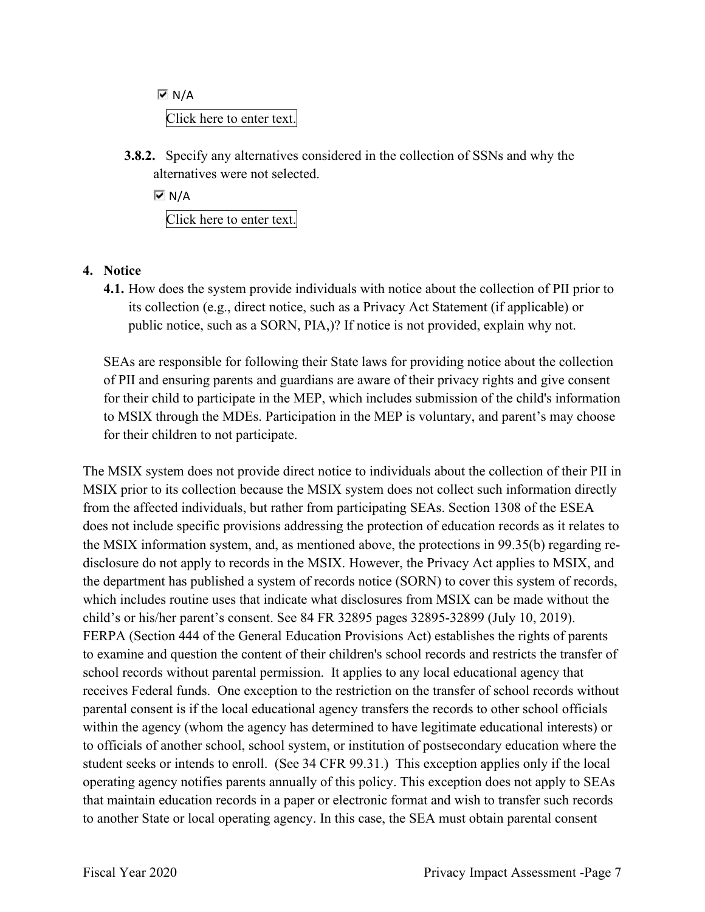☑ N/A

Click here to enter text.

**3.8.2.** Specify any alternatives considered in the collection of SSNs and why the alternatives were not selected.

☑ N/A

Click here to enter text.

**4. Notice**

**4.1.** How does the system provide individuals with notice about the collection of PII prior to its collection (e.g., direct notice, such as a Privacy Act Statement (if applicable) or public notice, such as a SORN, PIA,)? If notice is not provided, explain why not.

SEAs are responsible for following their State laws for providing notice about the collection of PII and ensuring parents and guardians are aware of their privacy rights and give consent for their child to participate in the MEP, which includes submission of the child's information to MSIX through the MDEs. Participation in the MEP is voluntary, and parent's may choose for their children to not participate.

The MSIX system does not provide direct notice to individuals about the collection of their PII in MSIX prior to its collection because the MSIX system does not collect such information directly from the affected individuals, but rather from participating SEAs. Section 1308 of the ESEA does not include specific provisions addressing the protection of education records as it relates to the MSIX information system, and, as mentioned above, the protections in 99.35(b) regarding re-disclosure do not apply to records in the MSIX. However, the Privacy Act applies to MSIX, and the department has published a system of records notice (SORN) to cover this system of records, which includes routine uses that indicate what disclosures from MSIX can be made without the child's or his/her parent's consent. See 84 FR 32895 pages 32895-32899 (July 10, 2019). FERPA (Section 444 of the General Education Provisions Act) establishes the rights of parents to examine and question the content of their children's school records and restricts the transfer of school records without parental permission. It applies to any local educational agency that receives Federal funds. One exception to the restriction on the transfer of school records without parental consent is if the local educational agency transfers the records to other school officials within the agency (whom the agency has determined to have legitimate educational interests) or to officials of another school, school system, or institution of postsecondary education where the student seeks or intends to enroll. (See 34 CFR 99.31.) This exception applies only if the local operating agency notifies parents annually of this policy. This exception does not apply to SEAs that maintain education records in a paper or electronic format and wish to transfer such records to another State or local operating agency. In this case, the SEA must obtain parental consent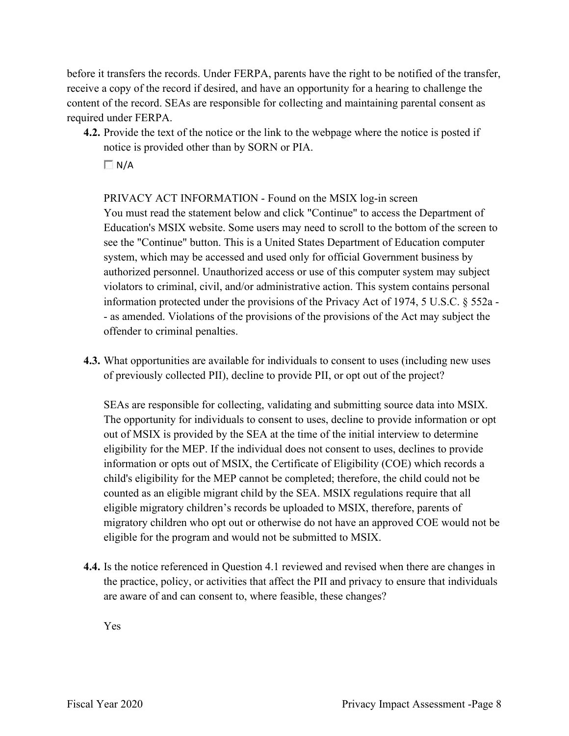before it transfers the records. Under FERPA, parents have the right to be notified of the transfer, receive a copy of the record if desired, and have an opportunity for a hearing to challenge the content of the record. SEAs are responsible for collecting and maintaining parental consent as required under FERPA.

**4.2.** Provide the text of the notice or the link to the webpage where the notice is posted if notice is provided other than by SORN or PIA.

☐ N/A

PRIVACY ACT INFORMATION - Found on the MSIX log-in screen
You must read the statement below and click "Continue" to access the Department of Education's MSIX website. Some users may need to scroll to the bottom of the screen to see the "Continue" button. This is a United States Department of Education computer system, which may be accessed and used only for official Government business by authorized personnel. Unauthorized access or use of this computer system may subject violators to criminal, civil, and/or administrative action. This system contains personal information protected under the provisions of the Privacy Act of 1974, 5 U.S.C. § 552a -- as amended. Violations of the provisions of the provisions of the Act may subject the offender to criminal penalties.

**4.3.** What opportunities are available for individuals to consent to uses (including new uses of previously collected PII), decline to provide PII, or opt out of the project?

SEAs are responsible for collecting, validating and submitting source data into MSIX. The opportunity for individuals to consent to uses, decline to provide information or opt out of MSIX is provided by the SEA at the time of the initial interview to determine eligibility for the MEP. If the individual does not consent to uses, declines to provide information or opts out of MSIX, the Certificate of Eligibility (COE) which records a child's eligibility for the MEP cannot be completed; therefore, the child could not be counted as an eligible migrant child by the SEA. MSIX regulations require that all eligible migratory children's records be uploaded to MSIX, therefore, parents of migratory children who opt out or otherwise do not have an approved COE would not be eligible for the program and would not be submitted to MSIX.

**4.4.** Is the notice referenced in Question 4.1 reviewed and revised when there are changes in the practice, policy, or activities that affect the PII and privacy to ensure that individuals are aware of and can consent to, where feasible, these changes?

Yes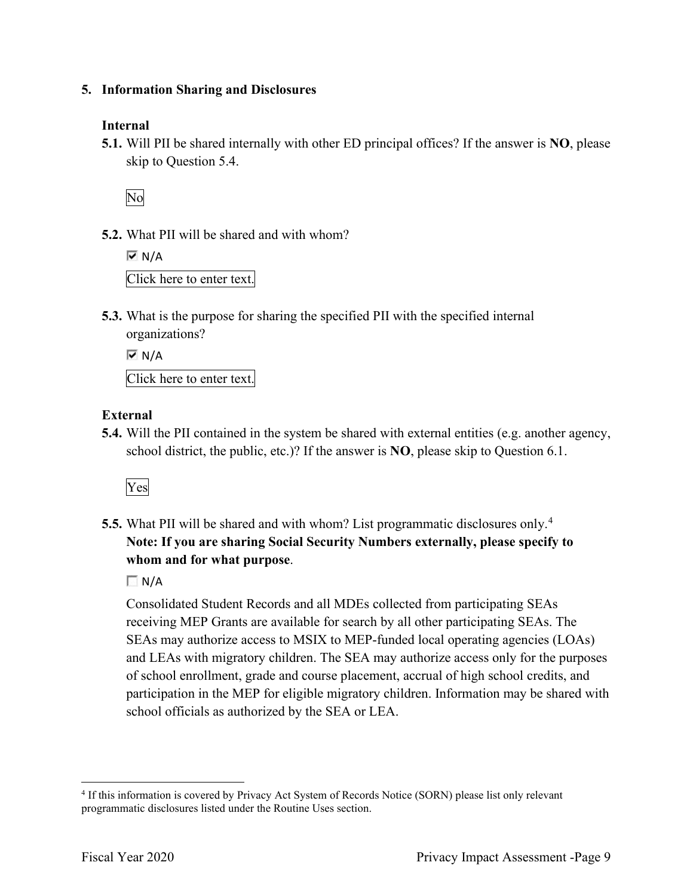## 5. Information Sharing and Disclosures

### Internal

**5.1.** Will PII be shared internally with other ED principal offices? If the answer is **NO**, please skip to Question 5.4.

No

**5.2.** What PII will be shared and with whom?

☑ N/A

Click here to enter text.

**5.3.** What is the purpose for sharing the specified PII with the specified internal organizations?

☑ N/A

Click here to enter text.

### External

**5.4.** Will the PII contained in the system be shared with external entities (e.g. another agency, school district, the public, etc.)? If the answer is **NO**, please skip to Question 6.1.

Yes

**5.5.** What PII will be shared and with whom? List programmatic disclosures only.[4] **Note: If you are sharing Social Security Numbers externally, please specify to whom and for what purpose**.

☐ N/A

Consolidated Student Records and all MDEs collected from participating SEAs receiving MEP Grants are available for search by all other participating SEAs. The SEAs may authorize access to MSIX to MEP-funded local operating agencies (LOAs) and LEAs with migratory children. The SEA may authorize access only for the purposes of school enrollment, grade and course placement, accrual of high school credits, and participation in the MEP for eligible migratory children. Information may be shared with school officials as authorized by the SEA or LEA.

---

[4] If this information is covered by Privacy Act System of Records Notice (SORN) please list only relevant programmatic disclosures listed under the Routine Uses section.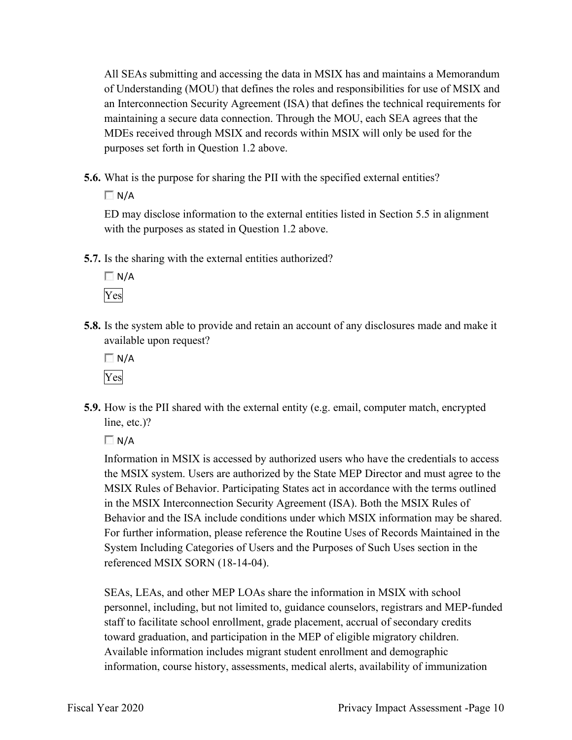All SEAs submitting and accessing the data in MSIX has and maintains a Memorandum of Understanding (MOU) that defines the roles and responsibilities for use of MSIX and an Interconnection Security Agreement (ISA) that defines the technical requirements for maintaining a secure data connection. Through the MOU, each SEA agrees that the MDEs received through MSIX and records within MSIX will only be used for the purposes set forth in Question 1.2 above.

**5.6.** What is the purpose for sharing the PII with the specified external entities?

☐ N/A

ED may disclose information to the external entities listed in Section 5.5 in alignment with the purposes as stated in Question 1.2 above.

**5.7.** Is the sharing with the external entities authorized?

☐ N/A

Yes

**5.8.** Is the system able to provide and retain an account of any disclosures made and make it available upon request?

☐ N/A

Yes

**5.9.** How is the PII shared with the external entity (e.g. email, computer match, encrypted line, etc.)?

☐ N/A

Information in MSIX is accessed by authorized users who have the credentials to access the MSIX system. Users are authorized by the State MEP Director and must agree to the MSIX Rules of Behavior. Participating States act in accordance with the terms outlined in the MSIX Interconnection Security Agreement (ISA). Both the MSIX Rules of Behavior and the ISA include conditions under which MSIX information may be shared. For further information, please reference the Routine Uses of Records Maintained in the System Including Categories of Users and the Purposes of Such Uses section in the referenced MSIX SORN (18-14-04).

SEAs, LEAs, and other MEP LOAs share the information in MSIX with school personnel, including, but not limited to, guidance counselors, registrars and MEP-funded staff to facilitate school enrollment, grade placement, accrual of secondary credits toward graduation, and participation in the MEP of eligible migratory children. Available information includes migrant student enrollment and demographic information, course history, assessments, medical alerts, availability of immunization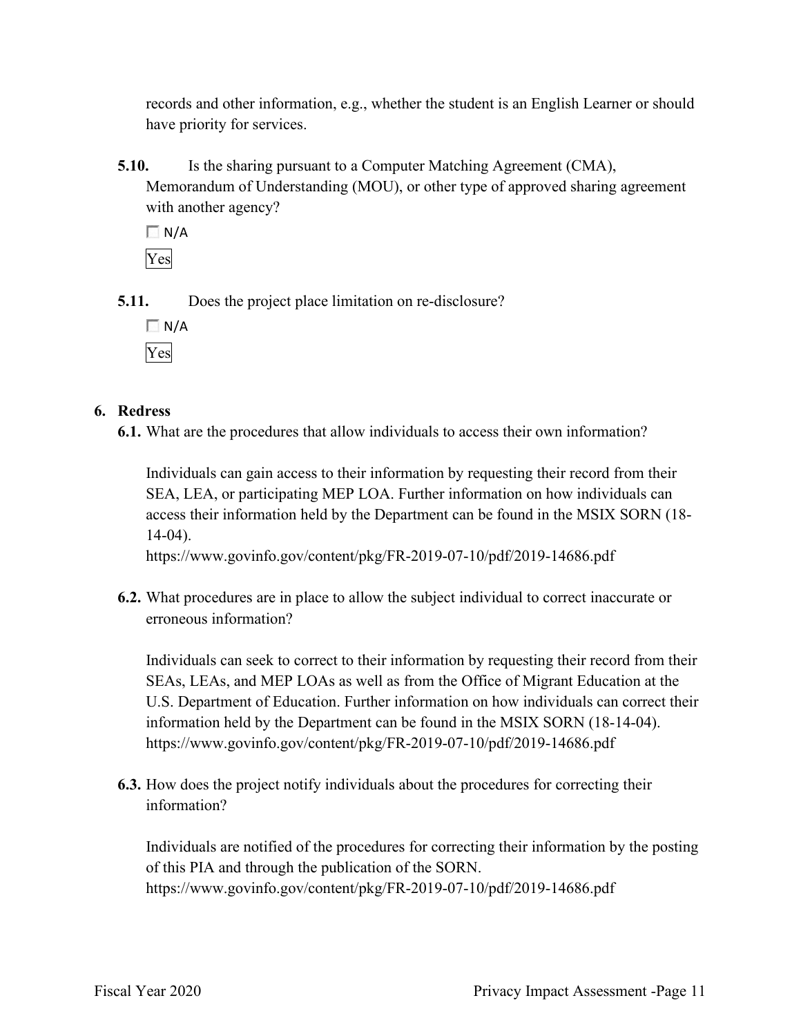records and other information, e.g., whether the student is an English Learner or should have priority for services.

**5.10.** Is the sharing pursuant to a Computer Matching Agreement (CMA), Memorandum of Understanding (MOU), or other type of approved sharing agreement with another agency?

☐ N/A

Yes

**5.11.** Does the project place limitation on re-disclosure?

☐ N/A

Yes

## 6. Redress

**6.1.** What are the procedures that allow individuals to access their own information?

Individuals can gain access to their information by requesting their record from their SEA, LEA, or participating MEP LOA. Further information on how individuals can access their information held by the Department can be found in the MSIX SORN (18-14-04).
https://www.govinfo.gov/content/pkg/FR-2019-07-10/pdf/2019-14686.pdf

**6.2.** What procedures are in place to allow the subject individual to correct inaccurate or erroneous information?

Individuals can seek to correct to their information by requesting their record from their SEAs, LEAs, and MEP LOAs as well as from the Office of Migrant Education at the U.S. Department of Education. Further information on how individuals can correct their information held by the Department can be found in the MSIX SORN (18-14-04).
https://www.govinfo.gov/content/pkg/FR-2019-07-10/pdf/2019-14686.pdf

**6.3.** How does the project notify individuals about the procedures for correcting their information?

Individuals are notified of the procedures for correcting their information by the posting of this PIA and through the publication of the SORN.
https://www.govinfo.gov/content/pkg/FR-2019-07-10/pdf/2019-14686.pdf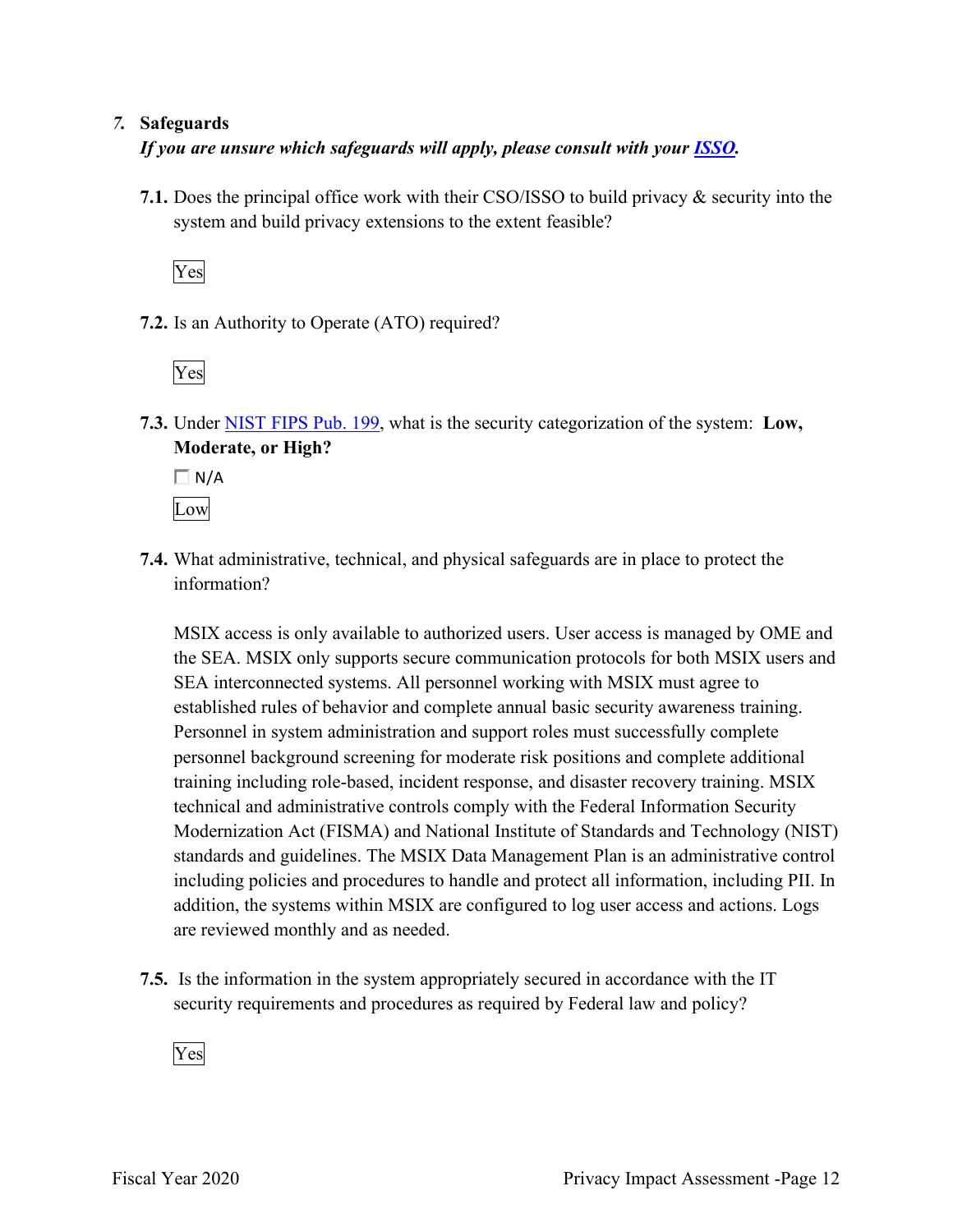## 7. Safeguards

***If you are unsure which safeguards will apply, please consult with your [ISSO](#).***

**7.1.** Does the principal office work with their CSO/ISSO to build privacy & security into the system and build privacy extensions to the extent feasible?

Yes

**7.2.** Is an Authority to Operate (ATO) required?

Yes

**7.3.** Under [NIST FIPS Pub. 199](#), what is the security categorization of the system: **Low, Moderate, or High?**

☐ N/A

Low

**7.4.** What administrative, technical, and physical safeguards are in place to protect the information?

MSIX access is only available to authorized users. User access is managed by OME and the SEA. MSIX only supports secure communication protocols for both MSIX users and SEA interconnected systems. All personnel working with MSIX must agree to established rules of behavior and complete annual basic security awareness training. Personnel in system administration and support roles must successfully complete personnel background screening for moderate risk positions and complete additional training including role-based, incident response, and disaster recovery training. MSIX technical and administrative controls comply with the Federal Information Security Modernization Act (FISMA) and National Institute of Standards and Technology (NIST) standards and guidelines. The MSIX Data Management Plan is an administrative control including policies and procedures to handle and protect all information, including PII. In addition, the systems within MSIX are configured to log user access and actions. Logs are reviewed monthly and as needed.

**7.5.** Is the information in the system appropriately secured in accordance with the IT security requirements and procedures as required by Federal law and policy?

Yes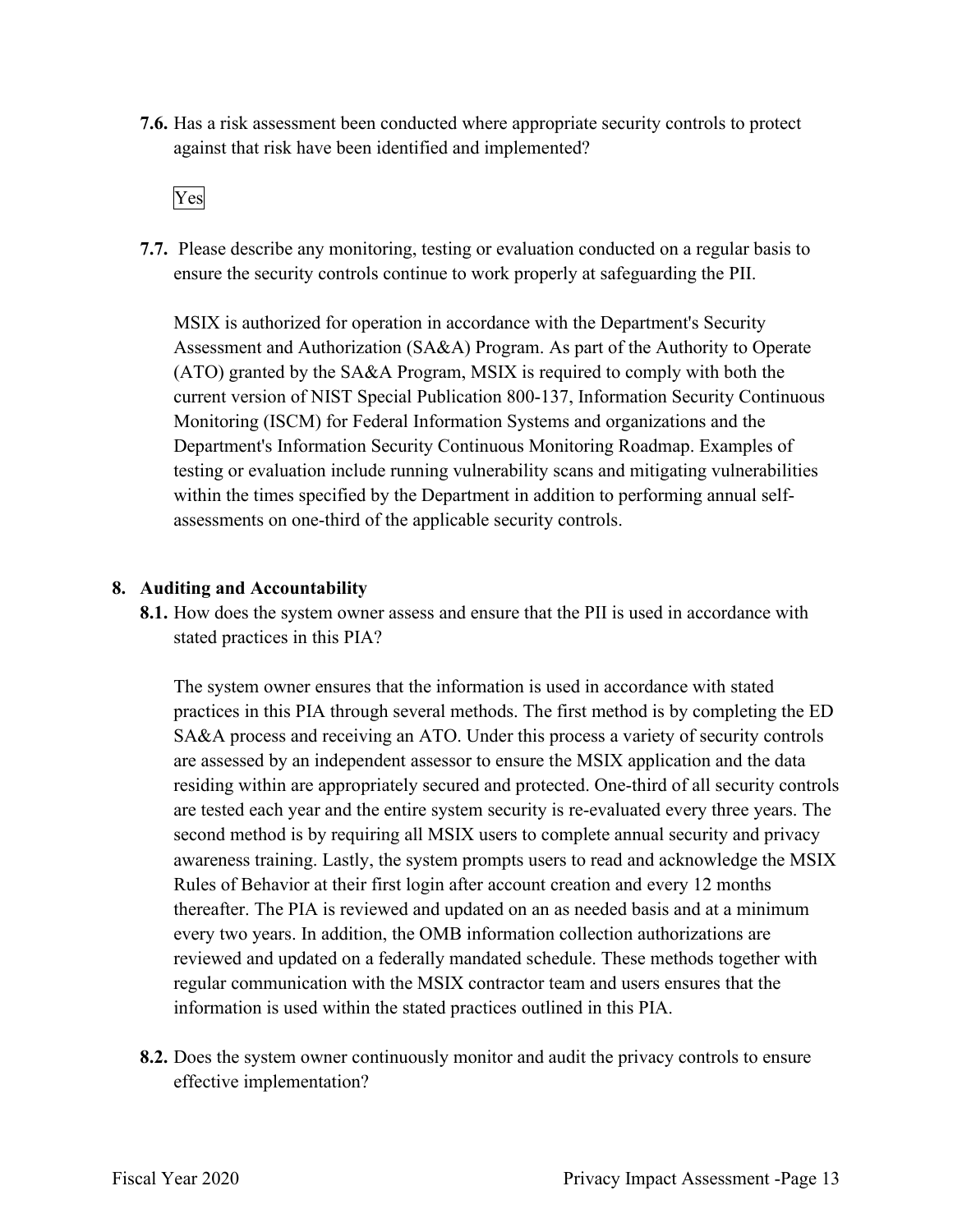**7.6.** Has a risk assessment been conducted where appropriate security controls to protect against that risk have been identified and implemented?

Yes

**7.7.** Please describe any monitoring, testing or evaluation conducted on a regular basis to ensure the security controls continue to work properly at safeguarding the PII.

MSIX is authorized for operation in accordance with the Department's Security Assessment and Authorization (SA&A) Program. As part of the Authority to Operate (ATO) granted by the SA&A Program, MSIX is required to comply with both the current version of NIST Special Publication 800-137, Information Security Continuous Monitoring (ISCM) for Federal Information Systems and organizations and the Department's Information Security Continuous Monitoring Roadmap. Examples of testing or evaluation include running vulnerability scans and mitigating vulnerabilities within the times specified by the Department in addition to performing annual self-assessments on one-third of the applicable security controls.

## 8. Auditing and Accountability

**8.1.** How does the system owner assess and ensure that the PII is used in accordance with stated practices in this PIA?

The system owner ensures that the information is used in accordance with stated practices in this PIA through several methods. The first method is by completing the ED SA&A process and receiving an ATO. Under this process a variety of security controls are assessed by an independent assessor to ensure the MSIX application and the data residing within are appropriately secured and protected. One-third of all security controls are tested each year and the entire system security is re-evaluated every three years. The second method is by requiring all MSIX users to complete annual security and privacy awareness training. Lastly, the system prompts users to read and acknowledge the MSIX Rules of Behavior at their first login after account creation and every 12 months thereafter. The PIA is reviewed and updated on an as needed basis and at a minimum every two years. In addition, the OMB information collection authorizations are reviewed and updated on a federally mandated schedule. These methods together with regular communication with the MSIX contractor team and users ensures that the information is used within the stated practices outlined in this PIA.

**8.2.** Does the system owner continuously monitor and audit the privacy controls to ensure effective implementation?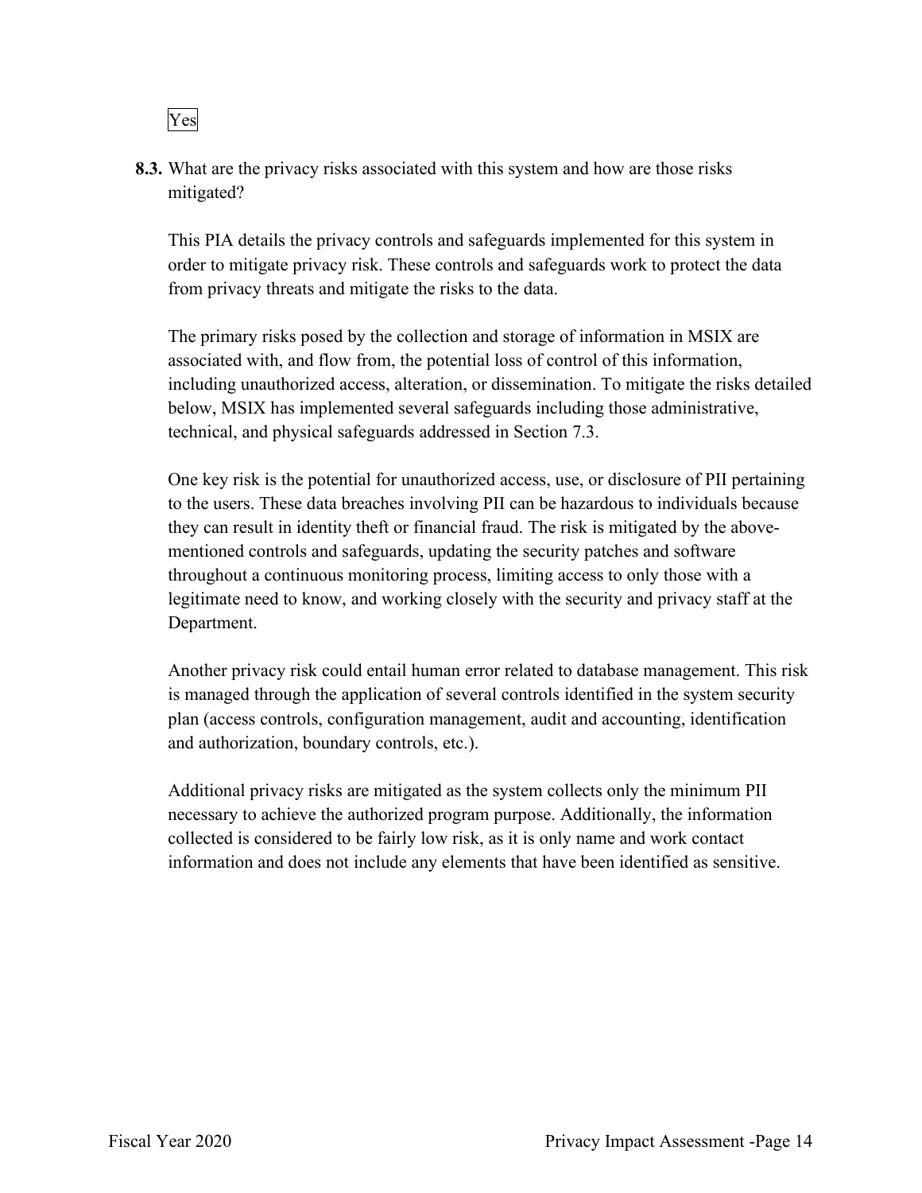Yes

**8.3.** What are the privacy risks associated with this system and how are those risks mitigated?

This PIA details the privacy controls and safeguards implemented for this system in order to mitigate privacy risk. These controls and safeguards work to protect the data from privacy threats and mitigate the risks to the data.

The primary risks posed by the collection and storage of information in MSIX are associated with, and flow from, the potential loss of control of this information, including unauthorized access, alteration, or dissemination. To mitigate the risks detailed below, MSIX has implemented several safeguards including those administrative, technical, and physical safeguards addressed in Section 7.3.

One key risk is the potential for unauthorized access, use, or disclosure of PII pertaining to the users. These data breaches involving PII can be hazardous to individuals because they can result in identity theft or financial fraud. The risk is mitigated by the above-mentioned controls and safeguards, updating the security patches and software throughout a continuous monitoring process, limiting access to only those with a legitimate need to know, and working closely with the security and privacy staff at the Department.

Another privacy risk could entail human error related to database management. This risk is managed through the application of several controls identified in the system security plan (access controls, configuration management, audit and accounting, identification and authorization, boundary controls, etc.).

Additional privacy risks are mitigated as the system collects only the minimum PII necessary to achieve the authorized program purpose. Additionally, the information collected is considered to be fairly low risk, as it is only name and work contact information and does not include any elements that have been identified as sensitive.